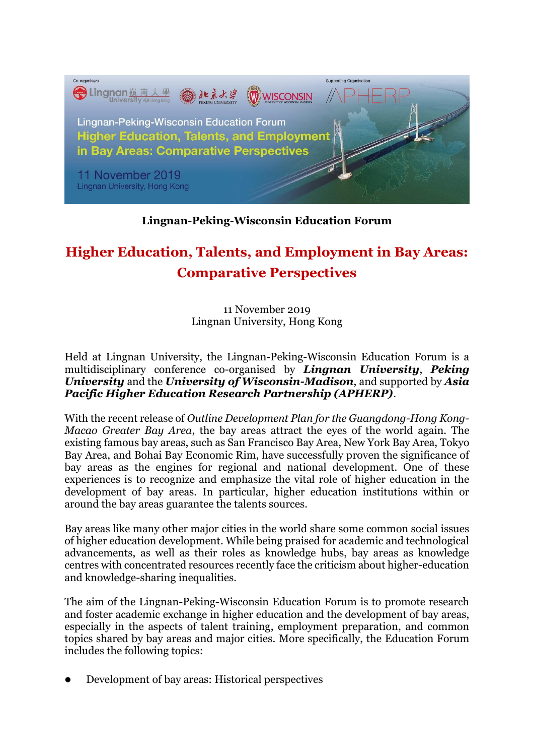**Lingnan-Peking-Wisconsin Education Forum**

# Higher Education, Talents, and Employment in Bay Areas: Comparative Perspectives

11 November 2019
Lingnan University, Hong Kong

Held at Lingnan University, the Lingnan-Peking-Wisconsin Education Forum is a multidisciplinary conference co-organised by ***Lingnan University***, ***Peking University*** and the ***University of Wisconsin-Madison***, and supported by ***Asia Pacific Higher Education Research Partnership (APHERP)***.

With the recent release of *Outline Development Plan for the Guangdong-Hong Kong-Macao Greater Bay Area*, the bay areas attract the eyes of the world again. The existing famous bay areas, such as San Francisco Bay Area, New York Bay Area, Tokyo Bay Area, and Bohai Bay Economic Rim, have successfully proven the significance of bay areas as the engines for regional and national development. One of these experiences is to recognize and emphasize the vital role of higher education in the development of bay areas. In particular, higher education institutions within or around the bay areas guarantee the talents sources.

Bay areas like many other major cities in the world share some common social issues of higher education development. While being praised for academic and technological advancements, as well as their roles as knowledge hubs, bay areas as knowledge centres with concentrated resources recently face the criticism about higher-education and knowledge-sharing inequalities.

The aim of the Lingnan-Peking-Wisconsin Education Forum is to promote research and foster academic exchange in higher education and the development of bay areas, especially in the aspects of talent training, employment preparation, and common topics shared by bay areas and major cities. More specifically, the Education Forum includes the following topics:

- Development of bay areas: Historical perspectives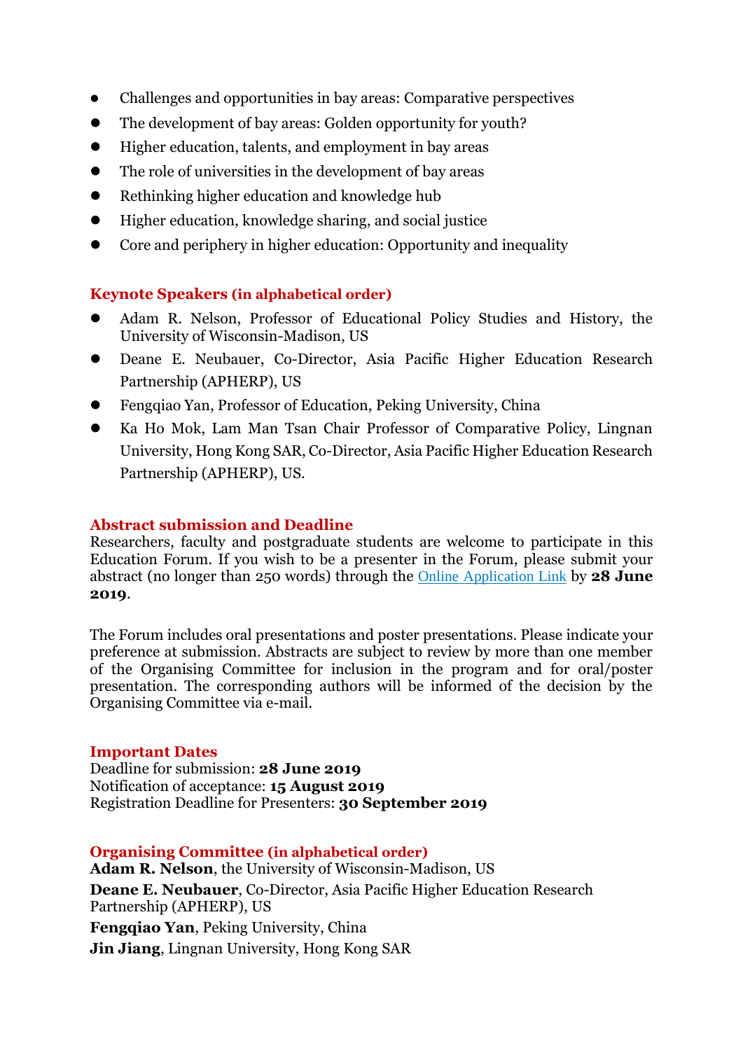- Challenges and opportunities in bay areas: Comparative perspectives
- The development of bay areas: Golden opportunity for youth?
- Higher education, talents, and employment in bay areas
- The role of universities in the development of bay areas
- Rethinking higher education and knowledge hub
- Higher education, knowledge sharing, and social justice
- Core and periphery in higher education: Opportunity and inequality

## Keynote Speakers (in alphabetical order)

- Adam R. Nelson, Professor of Educational Policy Studies and History, the University of Wisconsin-Madison, US
- Deane E. Neubauer, Co-Director, Asia Pacific Higher Education Research Partnership (APHERP), US
- Fengqiao Yan, Professor of Education, Peking University, China
- Ka Ho Mok, Lam Man Tsan Chair Professor of Comparative Policy, Lingnan University, Hong Kong SAR, Co-Director, Asia Pacific Higher Education Research Partnership (APHERP), US.

## Abstract submission and Deadline

Researchers, faculty and postgraduate students are welcome to participate in this Education Forum. If you wish to be a presenter in the Forum, please submit your abstract (no longer than 250 words) through the Online Application Link by **28 June 2019**.

The Forum includes oral presentations and poster presentations. Please indicate your preference at submission. Abstracts are subject to review by more than one member of the Organising Committee for inclusion in the program and for oral/poster presentation. The corresponding authors will be informed of the decision by the Organising Committee via e-mail.

## Important Dates

Deadline for submission: **28 June 2019**
Notification of acceptance: **15 August 2019**
Registration Deadline for Presenters: **30 September 2019**

## Organising Committee (in alphabetical order)

**Adam R. Nelson**, the University of Wisconsin-Madison, US

**Deane E. Neubauer**, Co-Director, Asia Pacific Higher Education Research Partnership (APHERP), US

**Fengqiao Yan**, Peking University, China

**Jin Jiang**, Lingnan University, Hong Kong SAR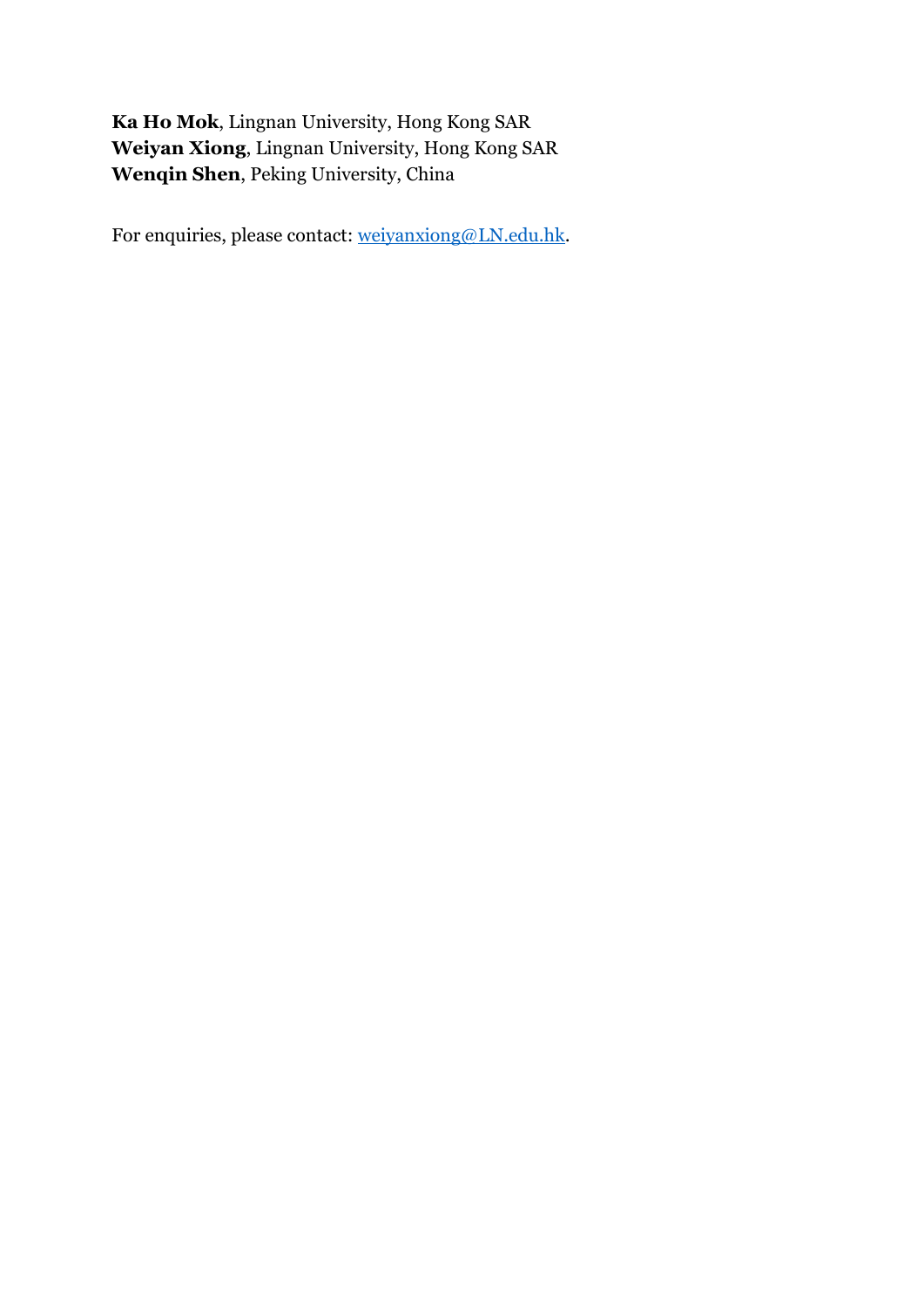**Ka Ho Mok**, Lingnan University, Hong Kong SAR
**Weiyan Xiong**, Lingnan University, Hong Kong SAR
**Wenqin Shen**, Peking University, China

For enquiries, please contact: weiyanxiong@LN.edu.hk.